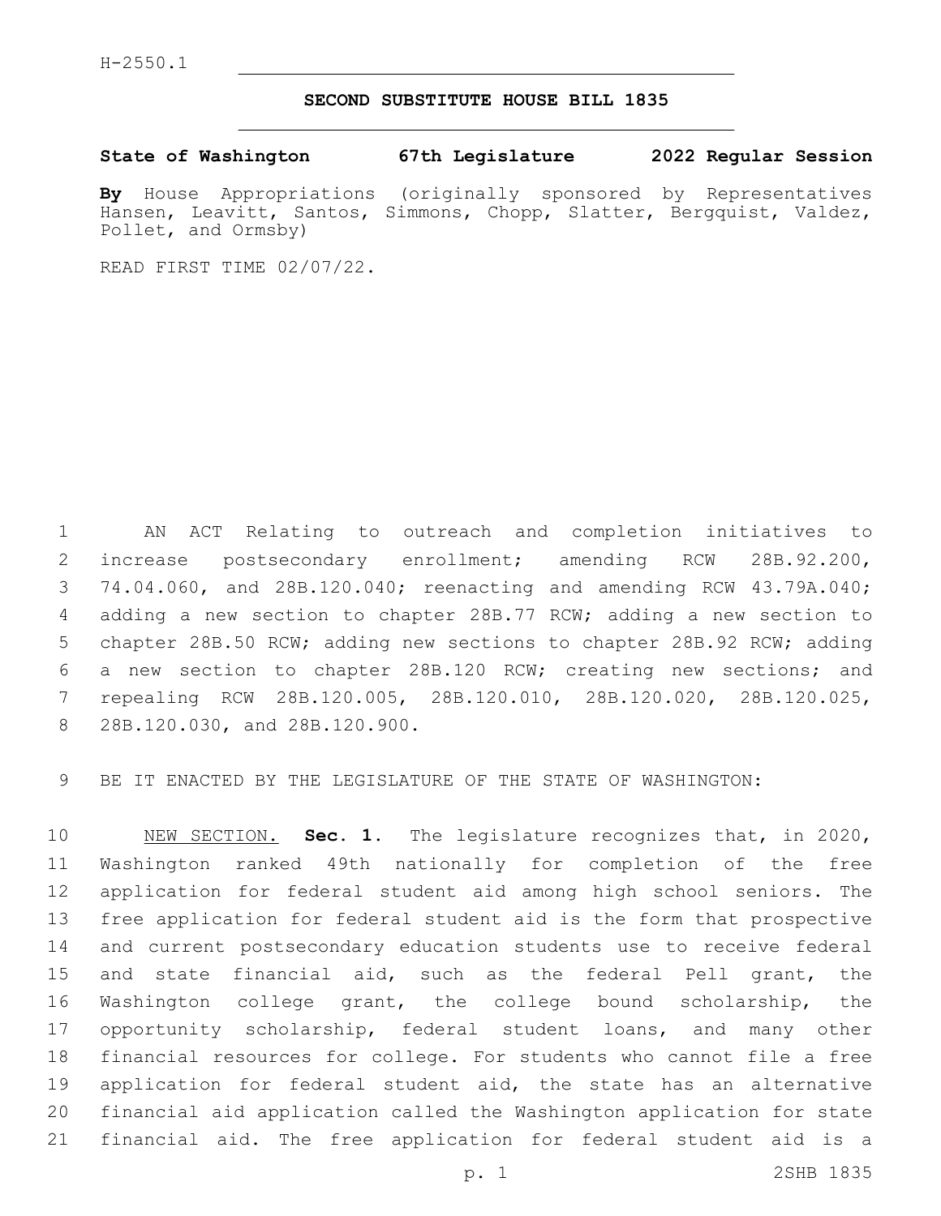H-2550.1

## SECOND SUBSTITUTE HOUSE BILL 1835

**State of Washington 67th Legislature 2022 Regular Session**

**By** House Appropriations (originally sponsored by Representatives Hansen, Leavitt, Santos, Simmons, Chopp, Slatter, Bergquist, Valdez, Pollet, and Ormsby)

READ FIRST TIME 02/07/22.

AN ACT Relating to outreach and completion initiatives to increase postsecondary enrollment; amending RCW 28B.92.200, 74.04.060, and 28B.120.040; reenacting and amending RCW 43.79A.040; adding a new section to chapter 28B.77 RCW; adding a new section to chapter 28B.50 RCW; adding new sections to chapter 28B.92 RCW; adding a new section to chapter 28B.120 RCW; creating new sections; and repealing RCW 28B.120.005, 28B.120.010, 28B.120.020, 28B.120.025, 28B.120.030, and 28B.120.900.

BE IT ENACTED BY THE LEGISLATURE OF THE STATE OF WASHINGTON:

NEW SECTION. **Sec. 1.** The legislature recognizes that, in 2020, Washington ranked 49th nationally for completion of the free application for federal student aid among high school seniors. The free application for federal student aid is the form that prospective and current postsecondary education students use to receive federal and state financial aid, such as the federal Pell grant, the Washington college grant, the college bound scholarship, the opportunity scholarship, federal student loans, and many other financial resources for college. For students who cannot file a free application for federal student aid, the state has an alternative financial aid application called the Washington application for state financial aid. The free application for federal student aid is a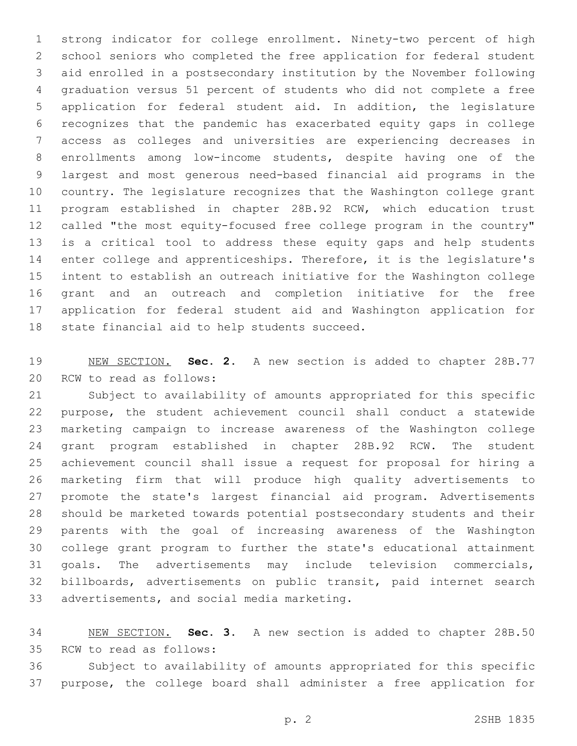strong indicator for college enrollment. Ninety-two percent of high school seniors who completed the free application for federal student aid enrolled in a postsecondary institution by the November following graduation versus 51 percent of students who did not complete a free application for federal student aid. In addition, the legislature recognizes that the pandemic has exacerbated equity gaps in college access as colleges and universities are experiencing decreases in enrollments among low-income students, despite having one of the largest and most generous need-based financial aid programs in the country. The legislature recognizes that the Washington college grant program established in chapter 28B.92 RCW, which education trust called "the most equity-focused free college program in the country" is a critical tool to address these equity gaps and help students enter college and apprenticeships. Therefore, it is the legislature's intent to establish an outreach initiative for the Washington college grant and an outreach and completion initiative for the free application for federal student aid and Washington application for state financial aid to help students succeed.

NEW SECTION. **Sec. 2.** A new section is added to chapter 28B.77 RCW to read as follows:

Subject to availability of amounts appropriated for this specific purpose, the student achievement council shall conduct a statewide marketing campaign to increase awareness of the Washington college grant program established in chapter 28B.92 RCW. The student achievement council shall issue a request for proposal for hiring a marketing firm that will produce high quality advertisements to promote the state's largest financial aid program. Advertisements should be marketed towards potential postsecondary students and their parents with the goal of increasing awareness of the Washington college grant program to further the state's educational attainment goals. The advertisements may include television commercials, billboards, advertisements on public transit, paid internet search advertisements, and social media marketing.

NEW SECTION. **Sec. 3.** A new section is added to chapter 28B.50 RCW to read as follows:

Subject to availability of amounts appropriated for this specific purpose, the college board shall administer a free application for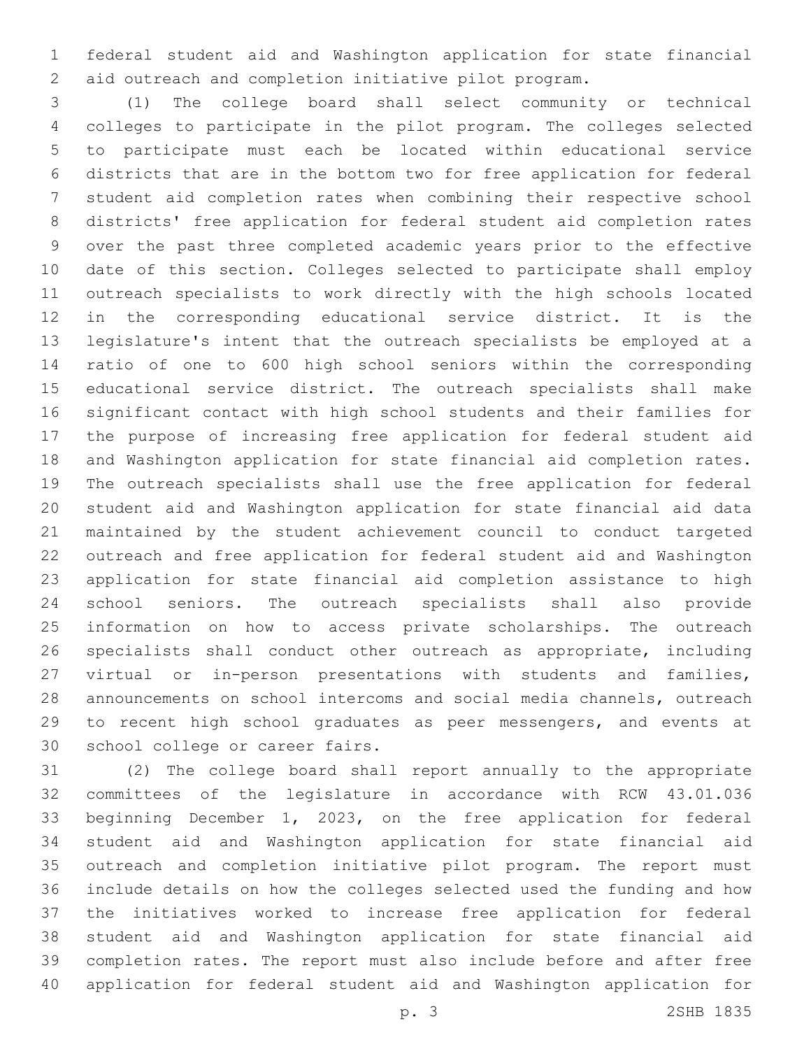federal student aid and Washington application for state financial aid outreach and completion initiative pilot program.

(1) The college board shall select community or technical colleges to participate in the pilot program. The colleges selected to participate must each be located within educational service districts that are in the bottom two for free application for federal student aid completion rates when combining their respective school districts' free application for federal student aid completion rates over the past three completed academic years prior to the effective date of this section. Colleges selected to participate shall employ outreach specialists to work directly with the high schools located in the corresponding educational service district. It is the legislature's intent that the outreach specialists be employed at a ratio of one to 600 high school seniors within the corresponding educational service district. The outreach specialists shall make significant contact with high school students and their families for the purpose of increasing free application for federal student aid and Washington application for state financial aid completion rates. The outreach specialists shall use the free application for federal student aid and Washington application for state financial aid data maintained by the student achievement council to conduct targeted outreach and free application for federal student aid and Washington application for state financial aid completion assistance to high school seniors. The outreach specialists shall also provide information on how to access private scholarships. The outreach specialists shall conduct other outreach as appropriate, including virtual or in-person presentations with students and families, announcements on school intercoms and social media channels, outreach to recent high school graduates as peer messengers, and events at school college or career fairs.

(2) The college board shall report annually to the appropriate committees of the legislature in accordance with RCW 43.01.036 beginning December 1, 2023, on the free application for federal student aid and Washington application for state financial aid outreach and completion initiative pilot program. The report must include details on how the colleges selected used the funding and how the initiatives worked to increase free application for federal student aid and Washington application for state financial aid completion rates. The report must also include before and after free application for federal student aid and Washington application for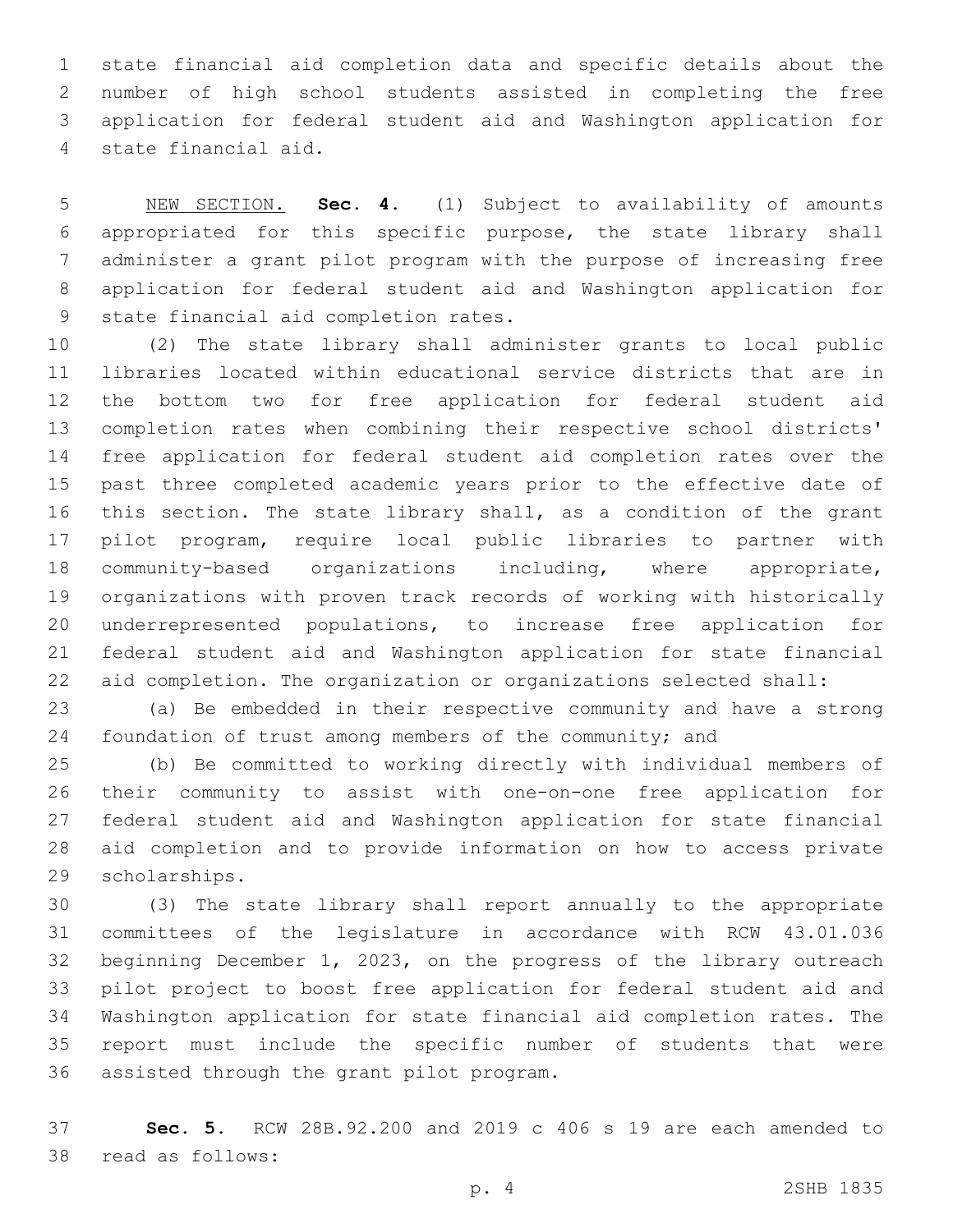state financial aid completion data and specific details about the number of high school students assisted in completing the free application for federal student aid and Washington application for state financial aid.

NEW SECTION. **Sec. 4.** (1) Subject to availability of amounts appropriated for this specific purpose, the state library shall administer a grant pilot program with the purpose of increasing free application for federal student aid and Washington application for state financial aid completion rates.

(2) The state library shall administer grants to local public libraries located within educational service districts that are in the bottom two for free application for federal student aid completion rates when combining their respective school districts' free application for federal student aid completion rates over the past three completed academic years prior to the effective date of this section. The state library shall, as a condition of the grant pilot program, require local public libraries to partner with community-based organizations including, where appropriate, organizations with proven track records of working with historically underrepresented populations, to increase free application for federal student aid and Washington application for state financial aid completion. The organization or organizations selected shall:

(a) Be embedded in their respective community and have a strong foundation of trust among members of the community; and

(b) Be committed to working directly with individual members of their community to assist with one-on-one free application for federal student aid and Washington application for state financial aid completion and to provide information on how to access private scholarships.

(3) The state library shall report annually to the appropriate committees of the legislature in accordance with RCW 43.01.036 beginning December 1, 2023, on the progress of the library outreach pilot project to boost free application for federal student aid and Washington application for state financial aid completion rates. The report must include the specific number of students that were assisted through the grant pilot program.

**Sec. 5.** RCW 28B.92.200 and 2019 c 406 s 19 are each amended to read as follows: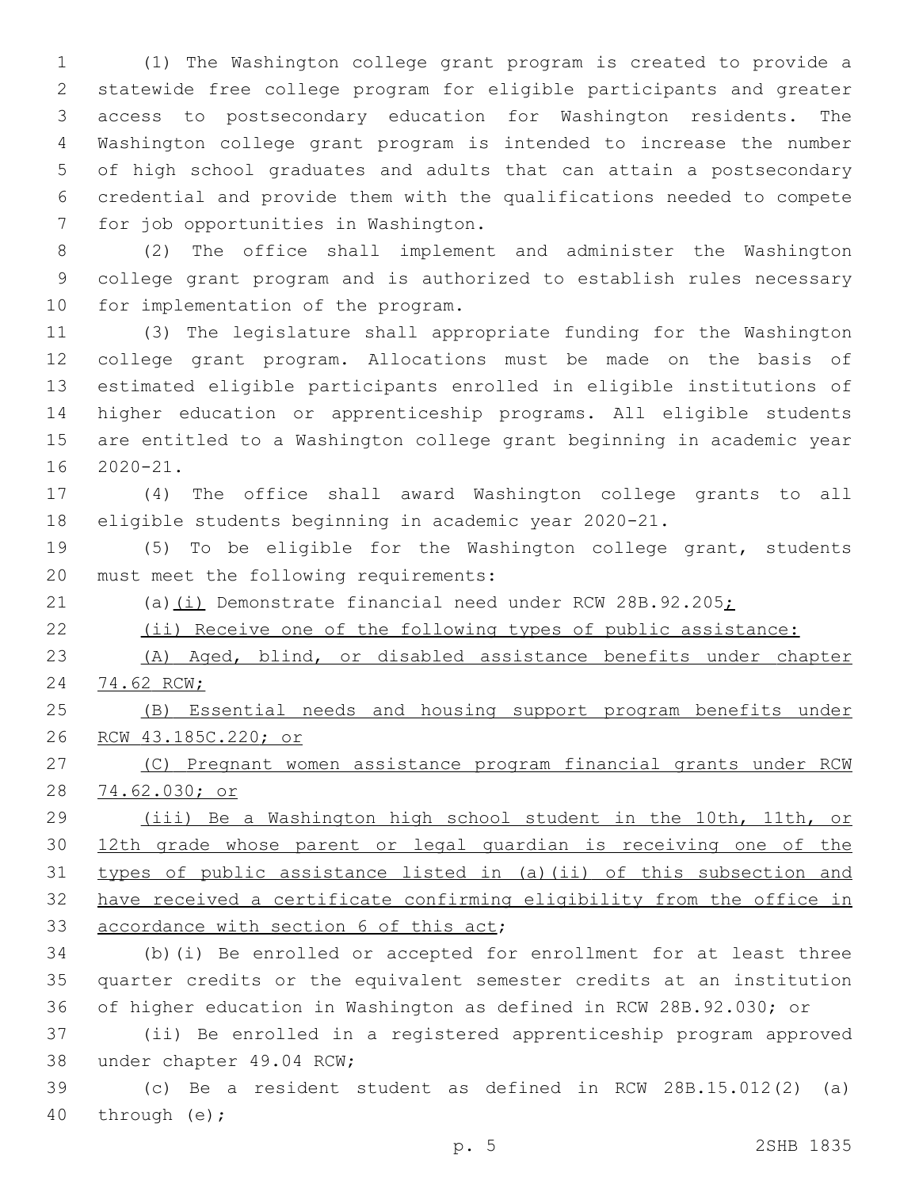(1) The Washington college grant program is created to provide a statewide free college program for eligible participants and greater access to postsecondary education for Washington residents. The Washington college grant program is intended to increase the number of high school graduates and adults that can attain a postsecondary credential and provide them with the qualifications needed to compete for job opportunities in Washington.

(2) The office shall implement and administer the Washington college grant program and is authorized to establish rules necessary for implementation of the program.

(3) The legislature shall appropriate funding for the Washington college grant program. Allocations must be made on the basis of estimated eligible participants enrolled in eligible institutions of higher education or apprenticeship programs. All eligible students are entitled to a Washington college grant beginning in academic year 2020-21.

(4) The office shall award Washington college grants to all eligible students beginning in academic year 2020-21.

(5) To be eligible for the Washington college grant, students must meet the following requirements:

(a)<u>(i)</u> Demonstrate financial need under RCW 28B.92.205<u>;</u>

<u>(ii) Receive one of the following types of public assistance:</u>

<u>(A) Aged, blind, or disabled assistance benefits under chapter 74.62 RCW;</u>

<u>(B) Essential needs and housing support program benefits under RCW 43.185C.220; or</u>

<u>(C) Pregnant women assistance program financial grants under RCW 74.62.030; or</u>

<u>(iii) Be a Washington high school student in the 10th, 11th, or 12th grade whose parent or legal guardian is receiving one of the types of public assistance listed in (a)(ii) of this subsection and have received a certificate confirming eligibility from the office in accordance with section 6 of this act</u>;

(b)(i) Be enrolled or accepted for enrollment for at least three quarter credits or the equivalent semester credits at an institution of higher education in Washington as defined in RCW 28B.92.030; or

(ii) Be enrolled in a registered apprenticeship program approved under chapter 49.04 RCW;

(c) Be a resident student as defined in RCW 28B.15.012(2) (a) through (e);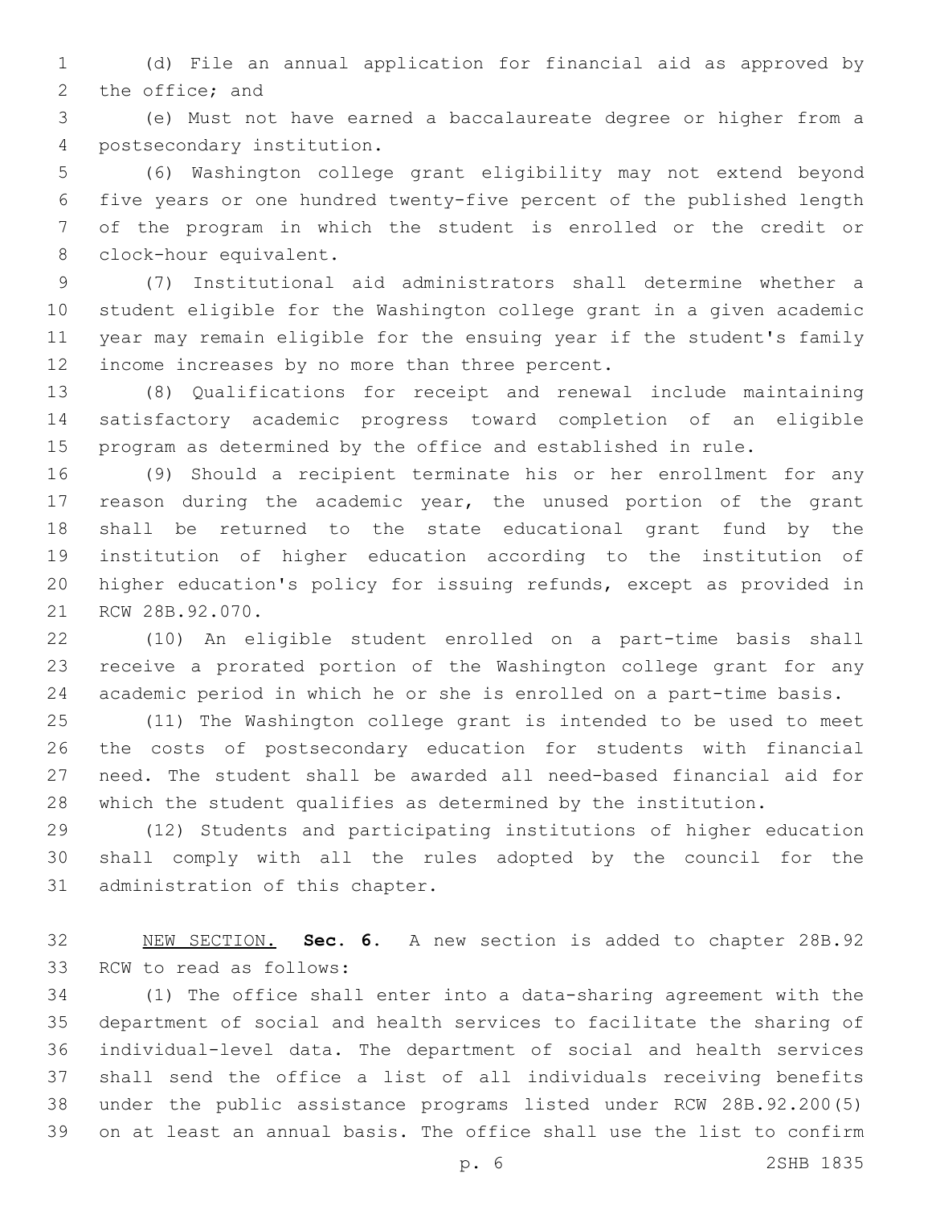(d) File an annual application for financial aid as approved by the office; and

(e) Must not have earned a baccalaureate degree or higher from a postsecondary institution.

(6) Washington college grant eligibility may not extend beyond five years or one hundred twenty-five percent of the published length of the program in which the student is enrolled or the credit or clock-hour equivalent.

(7) Institutional aid administrators shall determine whether a student eligible for the Washington college grant in a given academic year may remain eligible for the ensuing year if the student's family income increases by no more than three percent.

(8) Qualifications for receipt and renewal include maintaining satisfactory academic progress toward completion of an eligible program as determined by the office and established in rule.

(9) Should a recipient terminate his or her enrollment for any reason during the academic year, the unused portion of the grant shall be returned to the state educational grant fund by the institution of higher education according to the institution of higher education's policy for issuing refunds, except as provided in RCW 28B.92.070.

(10) An eligible student enrolled on a part-time basis shall receive a prorated portion of the Washington college grant for any academic period in which he or she is enrolled on a part-time basis.

(11) The Washington college grant is intended to be used to meet the costs of postsecondary education for students with financial need. The student shall be awarded all need-based financial aid for which the student qualifies as determined by the institution.

(12) Students and participating institutions of higher education shall comply with all the rules adopted by the council for the administration of this chapter.

NEW SECTION. **Sec. 6.** A new section is added to chapter 28B.92 RCW to read as follows:

(1) The office shall enter into a data-sharing agreement with the department of social and health services to facilitate the sharing of individual-level data. The department of social and health services shall send the office a list of all individuals receiving benefits under the public assistance programs listed under RCW 28B.92.200(5) on at least an annual basis. The office shall use the list to confirm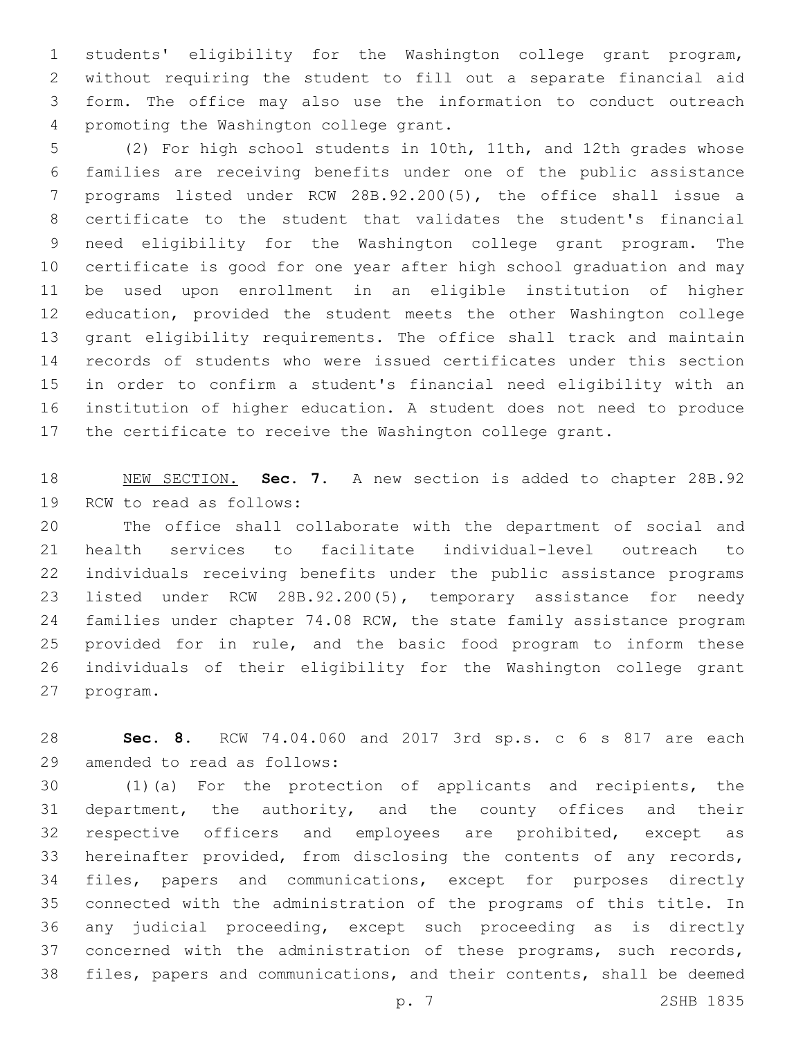students' eligibility for the Washington college grant program, without requiring the student to fill out a separate financial aid form. The office may also use the information to conduct outreach promoting the Washington college grant.

(2) For high school students in 10th, 11th, and 12th grades whose families are receiving benefits under one of the public assistance programs listed under RCW 28B.92.200(5), the office shall issue a certificate to the student that validates the student's financial need eligibility for the Washington college grant program. The certificate is good for one year after high school graduation and may be used upon enrollment in an eligible institution of higher education, provided the student meets the other Washington college grant eligibility requirements. The office shall track and maintain records of students who were issued certificates under this section in order to confirm a student's financial need eligibility with an institution of higher education. A student does not need to produce the certificate to receive the Washington college grant.

NEW SECTION. **Sec. 7.** A new section is added to chapter 28B.92 RCW to read as follows:

The office shall collaborate with the department of social and health services to facilitate individual-level outreach to individuals receiving benefits under the public assistance programs listed under RCW 28B.92.200(5), temporary assistance for needy families under chapter 74.08 RCW, the state family assistance program provided for in rule, and the basic food program to inform these individuals of their eligibility for the Washington college grant program.

**Sec. 8.** RCW 74.04.060 and 2017 3rd sp.s. c 6 s 817 are each amended to read as follows:

(1)(a) For the protection of applicants and recipients, the department, the authority, and the county offices and their respective officers and employees are prohibited, except as hereinafter provided, from disclosing the contents of any records, files, papers and communications, except for purposes directly connected with the administration of the programs of this title. In any judicial proceeding, except such proceeding as is directly concerned with the administration of these programs, such records, files, papers and communications, and their contents, shall be deemed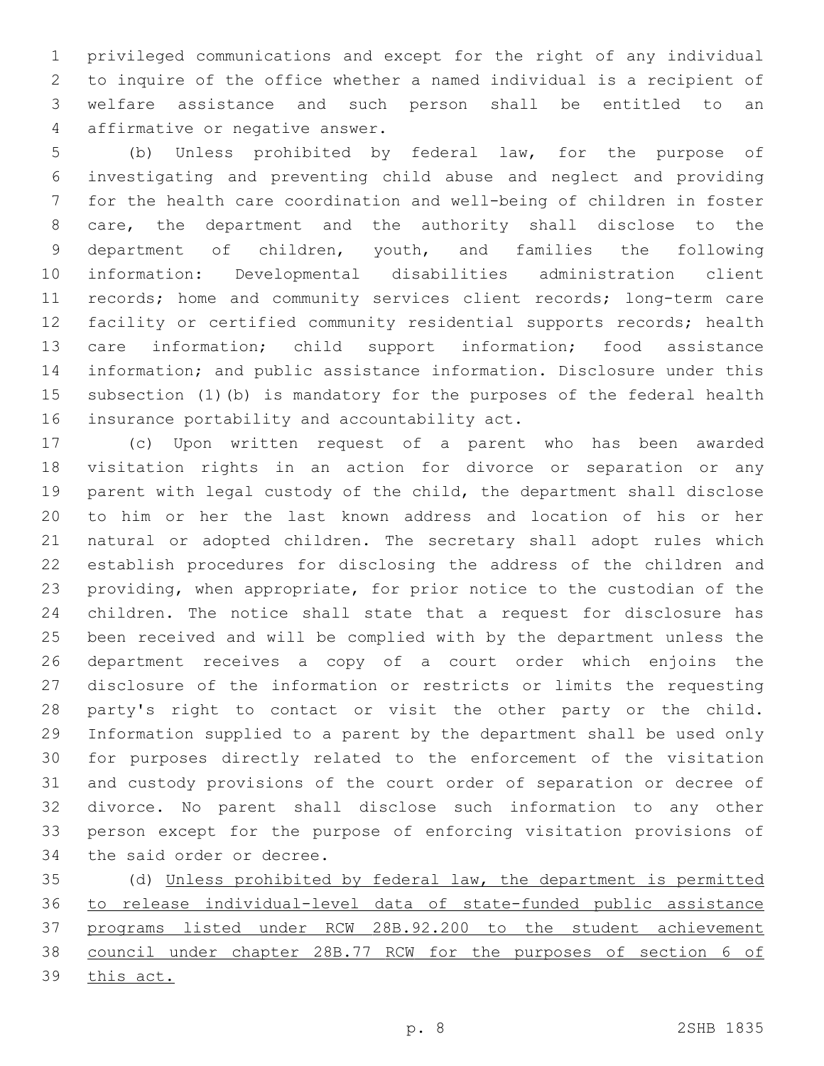privileged communications and except for the right of any individual to inquire of the office whether a named individual is a recipient of welfare assistance and such person shall be entitled to an affirmative or negative answer.

(b) Unless prohibited by federal law, for the purpose of investigating and preventing child abuse and neglect and providing for the health care coordination and well-being of children in foster care, the department and the authority shall disclose to the department of children, youth, and families the following information: Developmental disabilities administration client records; home and community services client records; long-term care facility or certified community residential supports records; health care information; child support information; food assistance information; and public assistance information. Disclosure under this subsection (1)(b) is mandatory for the purposes of the federal health insurance portability and accountability act.

(c) Upon written request of a parent who has been awarded visitation rights in an action for divorce or separation or any parent with legal custody of the child, the department shall disclose to him or her the last known address and location of his or her natural or adopted children. The secretary shall adopt rules which establish procedures for disclosing the address of the children and providing, when appropriate, for prior notice to the custodian of the children. The notice shall state that a request for disclosure has been received and will be complied with by the department unless the department receives a copy of a court order which enjoins the disclosure of the information or restricts or limits the requesting party's right to contact or visit the other party or the child. Information supplied to a parent by the department shall be used only for purposes directly related to the enforcement of the visitation and custody provisions of the court order of separation or decree of divorce. No parent shall disclose such information to any other person except for the purpose of enforcing visitation provisions of the said order or decree.

(d) <u>Unless prohibited by federal law, the department is permitted to release individual-level data of state-funded public assistance programs listed under RCW 28B.92.200 to the student achievement council under chapter 28B.77 RCW for the purposes of section 6 of this act.</u>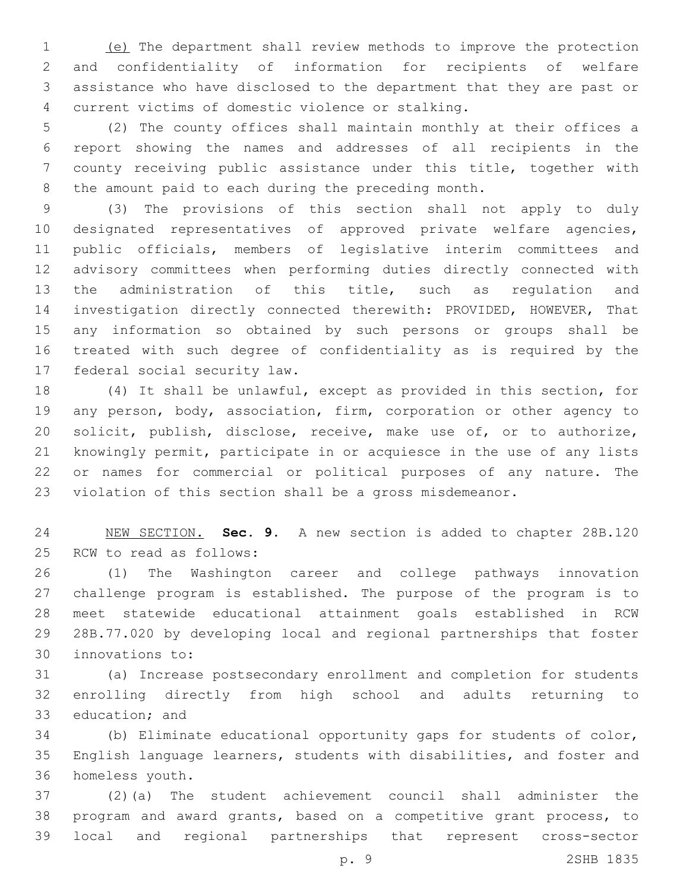(e) The department shall review methods to improve the protection and confidentiality of information for recipients of welfare assistance who have disclosed to the department that they are past or current victims of domestic violence or stalking.

(2) The county offices shall maintain monthly at their offices a report showing the names and addresses of all recipients in the county receiving public assistance under this title, together with the amount paid to each during the preceding month.

(3) The provisions of this section shall not apply to duly designated representatives of approved private welfare agencies, public officials, members of legislative interim committees and advisory committees when performing duties directly connected with the administration of this title, such as regulation and investigation directly connected therewith: PROVIDED, HOWEVER, That any information so obtained by such persons or groups shall be treated with such degree of confidentiality as is required by the federal social security law.

(4) It shall be unlawful, except as provided in this section, for any person, body, association, firm, corporation or other agency to solicit, publish, disclose, receive, make use of, or to authorize, knowingly permit, participate in or acquiesce in the use of any lists or names for commercial or political purposes of any nature. The violation of this section shall be a gross misdemeanor.

NEW SECTION. **Sec. 9.** A new section is added to chapter 28B.120 RCW to read as follows:

(1) The Washington career and college pathways innovation challenge program is established. The purpose of the program is to meet statewide educational attainment goals established in RCW 28B.77.020 by developing local and regional partnerships that foster innovations to:

(a) Increase postsecondary enrollment and completion for students enrolling directly from high school and adults returning to education; and

(b) Eliminate educational opportunity gaps for students of color, English language learners, students with disabilities, and foster and homeless youth.

(2)(a) The student achievement council shall administer the program and award grants, based on a competitive grant process, to local and regional partnerships that represent cross-sector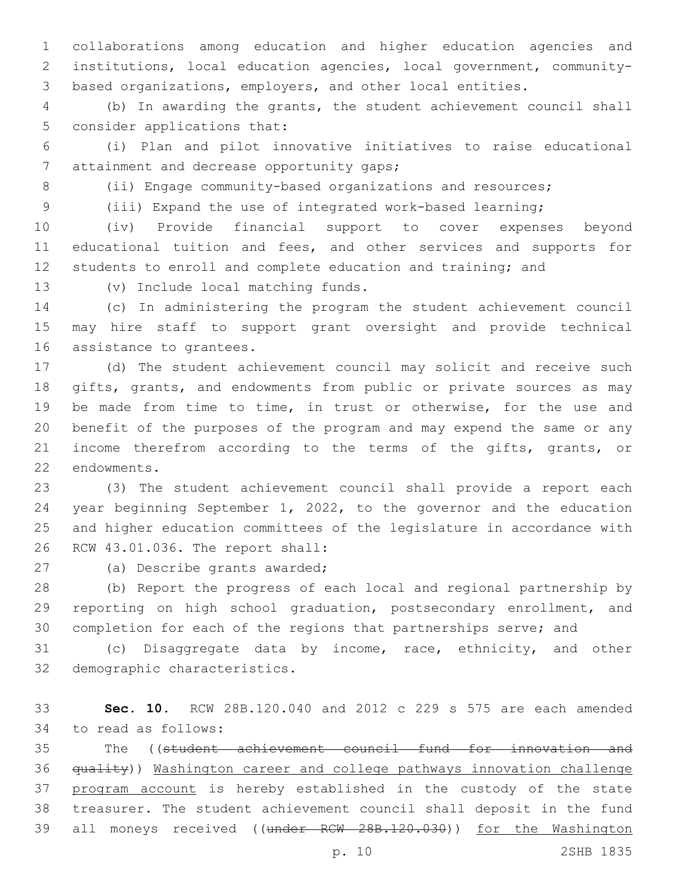collaborations among education and higher education agencies and institutions, local education agencies, local government, community-based organizations, employers, and other local entities.

(b) In awarding the grants, the student achievement council shall consider applications that:

(i) Plan and pilot innovative initiatives to raise educational attainment and decrease opportunity gaps;

(ii) Engage community-based organizations and resources;

(iii) Expand the use of integrated work-based learning;

(iv) Provide financial support to cover expenses beyond educational tuition and fees, and other services and supports for students to enroll and complete education and training; and

(v) Include local matching funds.

(c) In administering the program the student achievement council may hire staff to support grant oversight and provide technical assistance to grantees.

(d) The student achievement council may solicit and receive such gifts, grants, and endowments from public or private sources as may be made from time to time, in trust or otherwise, for the use and benefit of the purposes of the program and may expend the same or any income therefrom according to the terms of the gifts, grants, or endowments.

(3) The student achievement council shall provide a report each year beginning September 1, 2022, to the governor and the education and higher education committees of the legislature in accordance with RCW 43.01.036. The report shall:

(a) Describe grants awarded;

(b) Report the progress of each local and regional partnership by reporting on high school graduation, postsecondary enrollment, and completion for each of the regions that partnerships serve; and

(c) Disaggregate data by income, race, ethnicity, and other demographic characteristics.

**Sec. 10.** RCW 28B.120.040 and 2012 c 229 s 575 are each amended to read as follows:

The ((~~student achievement council fund for innovation and quality~~)) Washington career and college pathways innovation challenge program account is hereby established in the custody of the state treasurer. The student achievement council shall deposit in the fund all moneys received ((~~under RCW 28B.120.030~~)) for the Washington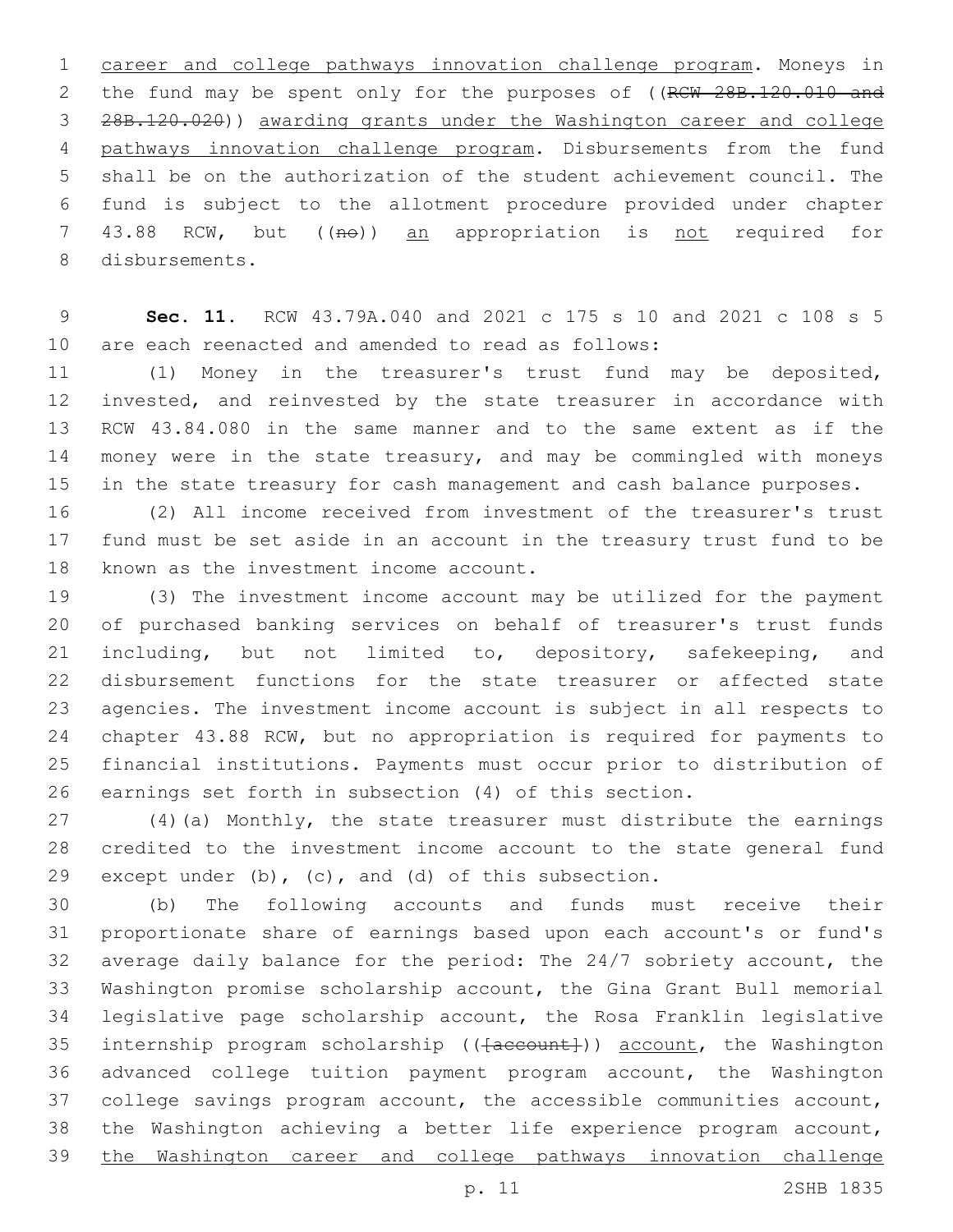career and college pathways innovation challenge program. Moneys in the fund may be spent only for the purposes of ((~~RCW 28B.120.010 and 28B.120.020~~)) awarding grants under the Washington career and college pathways innovation challenge program. Disbursements from the fund shall be on the authorization of the student achievement council. The fund is subject to the allotment procedure provided under chapter 43.88 RCW, but ((~~no~~)) an appropriation is not required for disbursements.

**Sec. 11.** RCW 43.79A.040 and 2021 c 175 s 10 and 2021 c 108 s 5 are each reenacted and amended to read as follows:

(1) Money in the treasurer's trust fund may be deposited, invested, and reinvested by the state treasurer in accordance with RCW 43.84.080 in the same manner and to the same extent as if the money were in the state treasury, and may be commingled with moneys in the state treasury for cash management and cash balance purposes.

(2) All income received from investment of the treasurer's trust fund must be set aside in an account in the treasury trust fund to be known as the investment income account.

(3) The investment income account may be utilized for the payment of purchased banking services on behalf of treasurer's trust funds including, but not limited to, depository, safekeeping, and disbursement functions for the state treasurer or affected state agencies. The investment income account is subject in all respects to chapter 43.88 RCW, but no appropriation is required for payments to financial institutions. Payments must occur prior to distribution of earnings set forth in subsection (4) of this section.

(4)(a) Monthly, the state treasurer must distribute the earnings credited to the investment income account to the state general fund except under (b), (c), and (d) of this subsection.

(b) The following accounts and funds must receive their proportionate share of earnings based upon each account's or fund's average daily balance for the period: The 24/7 sobriety account, the Washington promise scholarship account, the Gina Grant Bull memorial legislative page scholarship account, the Rosa Franklin legislative internship program scholarship ((~~[account]~~)) account, the Washington advanced college tuition payment program account, the Washington college savings program account, the accessible communities account, the Washington achieving a better life experience program account, the Washington career and college pathways innovation challenge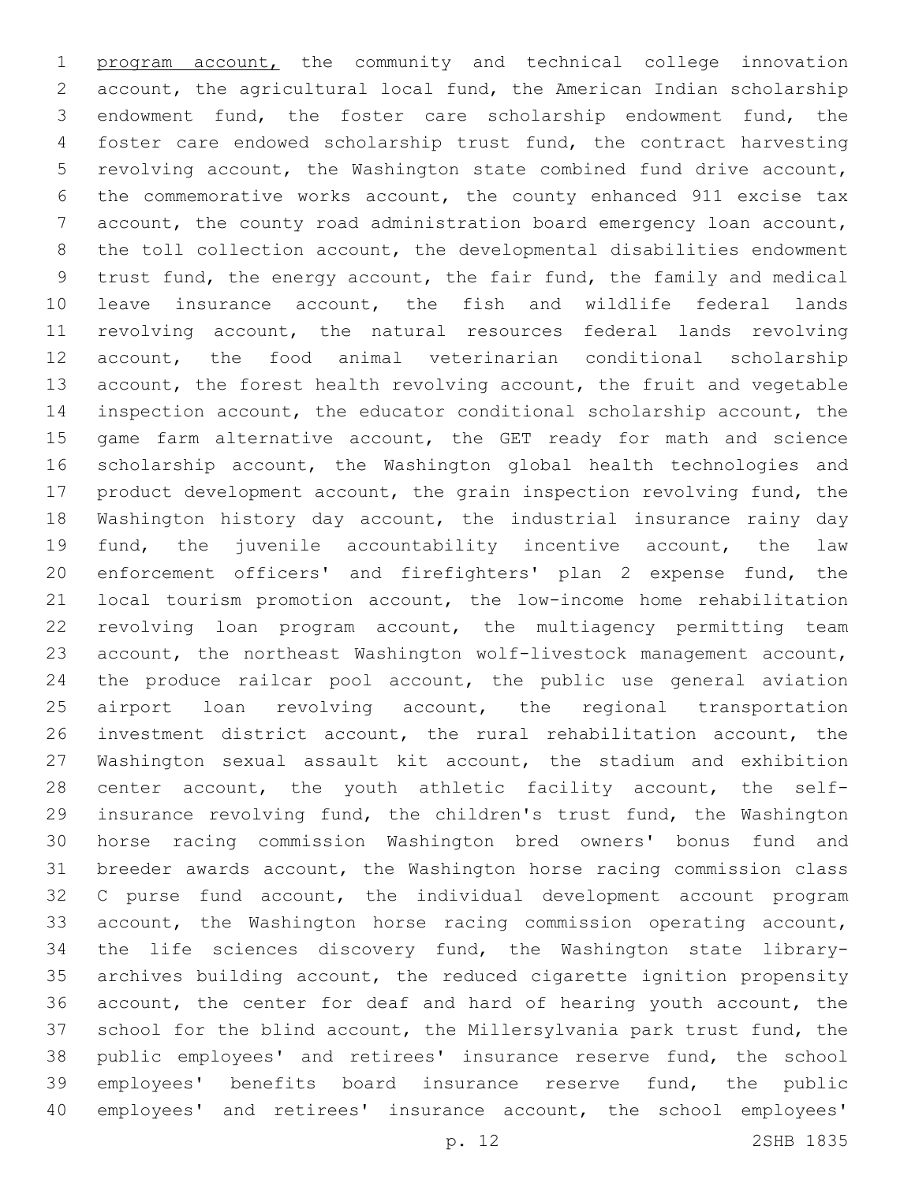program account, the community and technical college innovation account, the agricultural local fund, the American Indian scholarship endowment fund, the foster care scholarship endowment fund, the foster care endowed scholarship trust fund, the contract harvesting revolving account, the Washington state combined fund drive account, the commemorative works account, the county enhanced 911 excise tax account, the county road administration board emergency loan account, the toll collection account, the developmental disabilities endowment trust fund, the energy account, the fair fund, the family and medical leave insurance account, the fish and wildlife federal lands revolving account, the natural resources federal lands revolving account, the food animal veterinarian conditional scholarship account, the forest health revolving account, the fruit and vegetable inspection account, the educator conditional scholarship account, the game farm alternative account, the GET ready for math and science scholarship account, the Washington global health technologies and product development account, the grain inspection revolving fund, the Washington history day account, the industrial insurance rainy day fund, the juvenile accountability incentive account, the law enforcement officers' and firefighters' plan 2 expense fund, the local tourism promotion account, the low-income home rehabilitation revolving loan program account, the multiagency permitting team account, the northeast Washington wolf-livestock management account, the produce railcar pool account, the public use general aviation airport loan revolving account, the regional transportation investment district account, the rural rehabilitation account, the Washington sexual assault kit account, the stadium and exhibition center account, the youth athletic facility account, the self-insurance revolving fund, the children's trust fund, the Washington horse racing commission Washington bred owners' bonus fund and breeder awards account, the Washington horse racing commission class C purse fund account, the individual development account program account, the Washington horse racing commission operating account, the life sciences discovery fund, the Washington state library-archives building account, the reduced cigarette ignition propensity account, the center for deaf and hard of hearing youth account, the school for the blind account, the Millersylvania park trust fund, the public employees' and retirees' insurance reserve fund, the school employees' benefits board insurance reserve fund, the public employees' and retirees' insurance account, the school employees'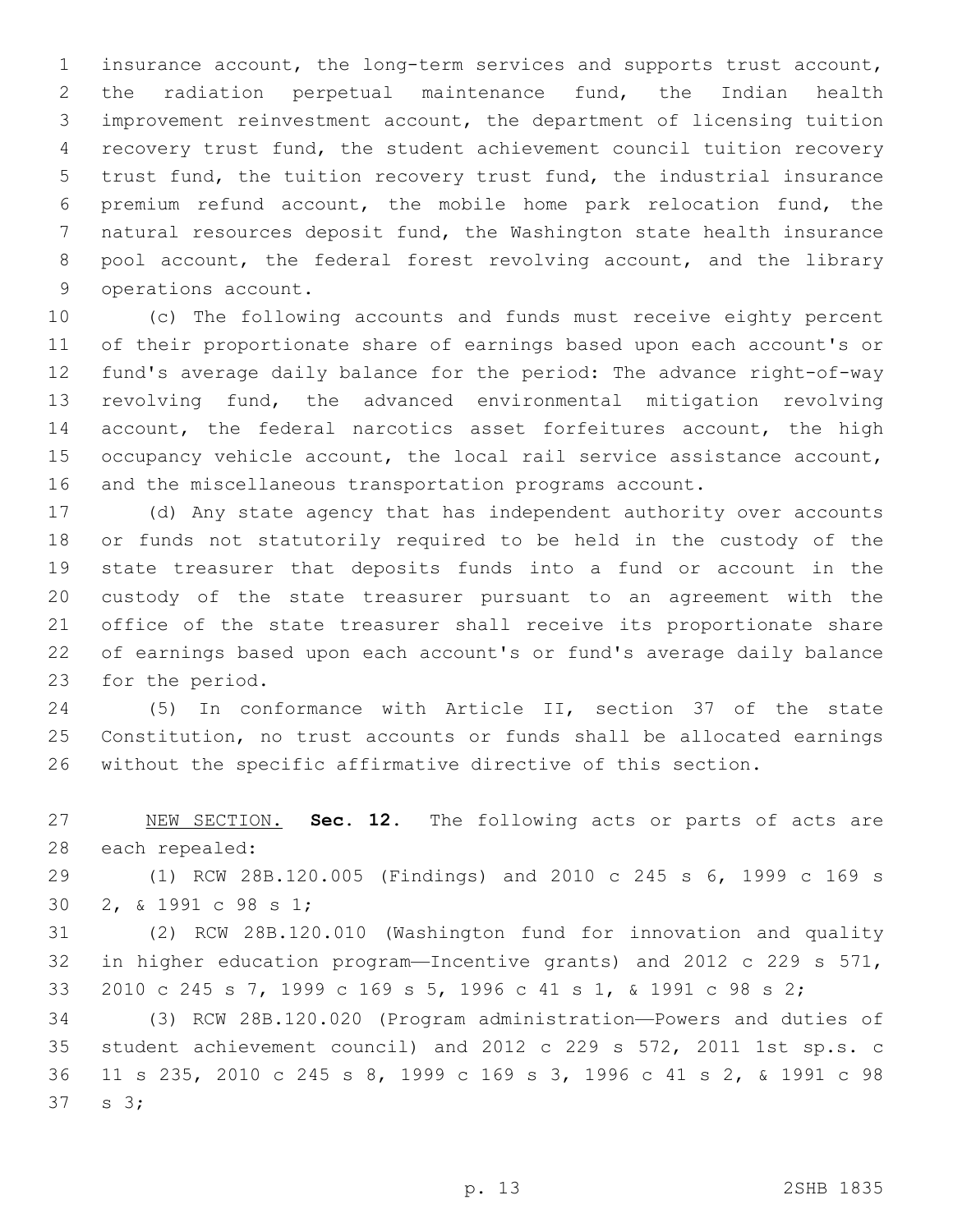insurance account, the long-term services and supports trust account, the radiation perpetual maintenance fund, the Indian health improvement reinvestment account, the department of licensing tuition recovery trust fund, the student achievement council tuition recovery trust fund, the tuition recovery trust fund, the industrial insurance premium refund account, the mobile home park relocation fund, the natural resources deposit fund, the Washington state health insurance pool account, the federal forest revolving account, and the library operations account.

(c) The following accounts and funds must receive eighty percent of their proportionate share of earnings based upon each account's or fund's average daily balance for the period: The advance right-of-way revolving fund, the advanced environmental mitigation revolving account, the federal narcotics asset forfeitures account, the high occupancy vehicle account, the local rail service assistance account, and the miscellaneous transportation programs account.

(d) Any state agency that has independent authority over accounts or funds not statutorily required to be held in the custody of the state treasurer that deposits funds into a fund or account in the custody of the state treasurer pursuant to an agreement with the office of the state treasurer shall receive its proportionate share of earnings based upon each account's or fund's average daily balance for the period.

(5) In conformance with Article II, section 37 of the state Constitution, no trust accounts or funds shall be allocated earnings without the specific affirmative directive of this section.

NEW SECTION. **Sec. 12.** The following acts or parts of acts are each repealed:

(1) RCW 28B.120.005 (Findings) and 2010 c 245 s 6, 1999 c 169 s 2, & 1991 c 98 s 1;

(2) RCW 28B.120.010 (Washington fund for innovation and quality in higher education program—Incentive grants) and 2012 c 229 s 571, 2010 c 245 s 7, 1999 c 169 s 5, 1996 c 41 s 1, & 1991 c 98 s 2;

(3) RCW 28B.120.020 (Program administration—Powers and duties of student achievement council) and 2012 c 229 s 572, 2011 1st sp.s. c 11 s 235, 2010 c 245 s 8, 1999 c 169 s 3, 1996 c 41 s 2, & 1991 c 98 s 3;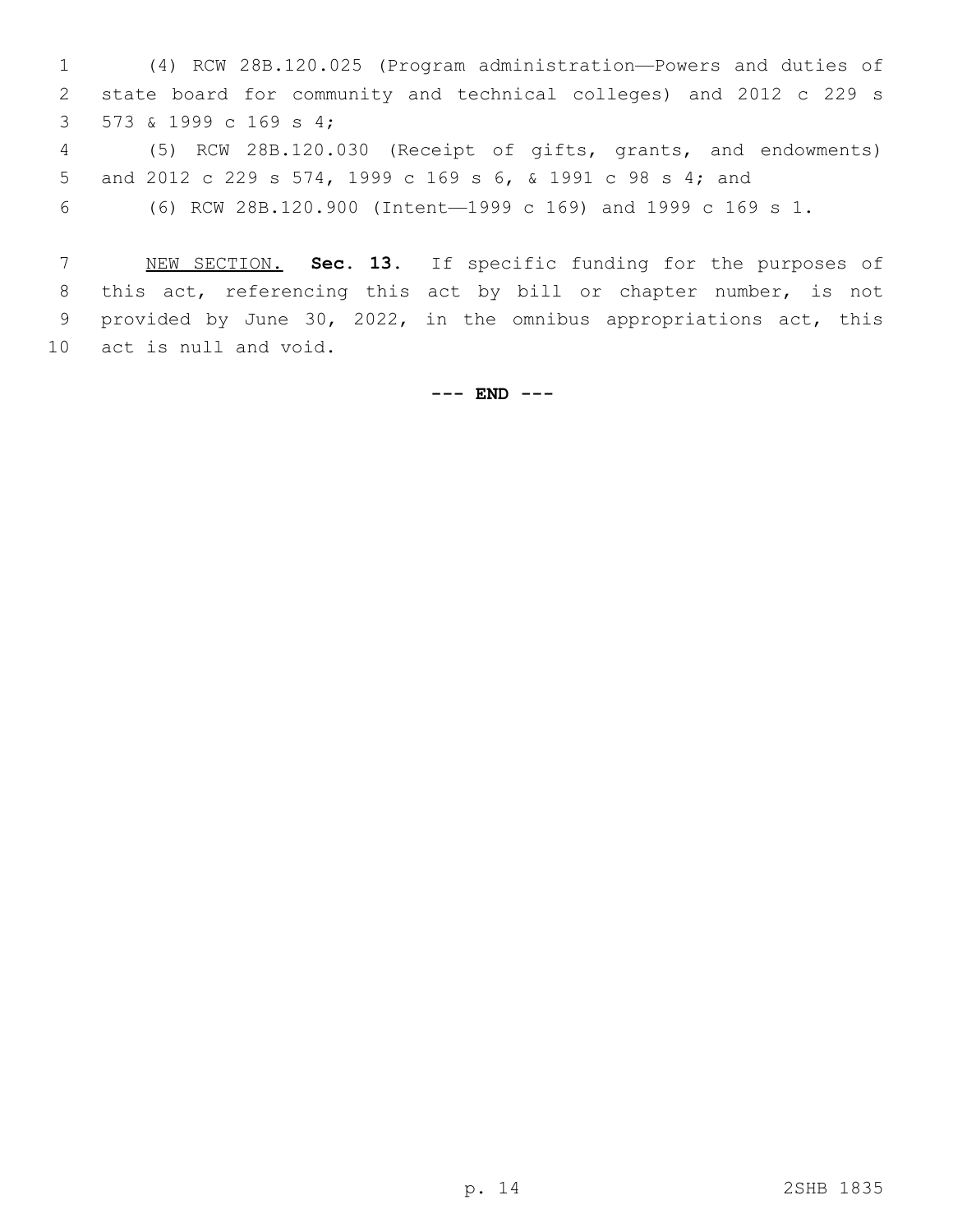(4) RCW 28B.120.025 (Program administration—Powers and duties of state board for community and technical colleges) and 2012 c 229 s 573 & 1999 c 169 s 4;

(5) RCW 28B.120.030 (Receipt of gifts, grants, and endowments) and 2012 c 229 s 574, 1999 c 169 s 6, & 1991 c 98 s 4; and

(6) RCW 28B.120.900 (Intent—1999 c 169) and 1999 c 169 s 1.

NEW SECTION. **Sec. 13.** If specific funding for the purposes of this act, referencing this act by bill or chapter number, is not provided by June 30, 2022, in the omnibus appropriations act, this act is null and void.

**--- END ---**